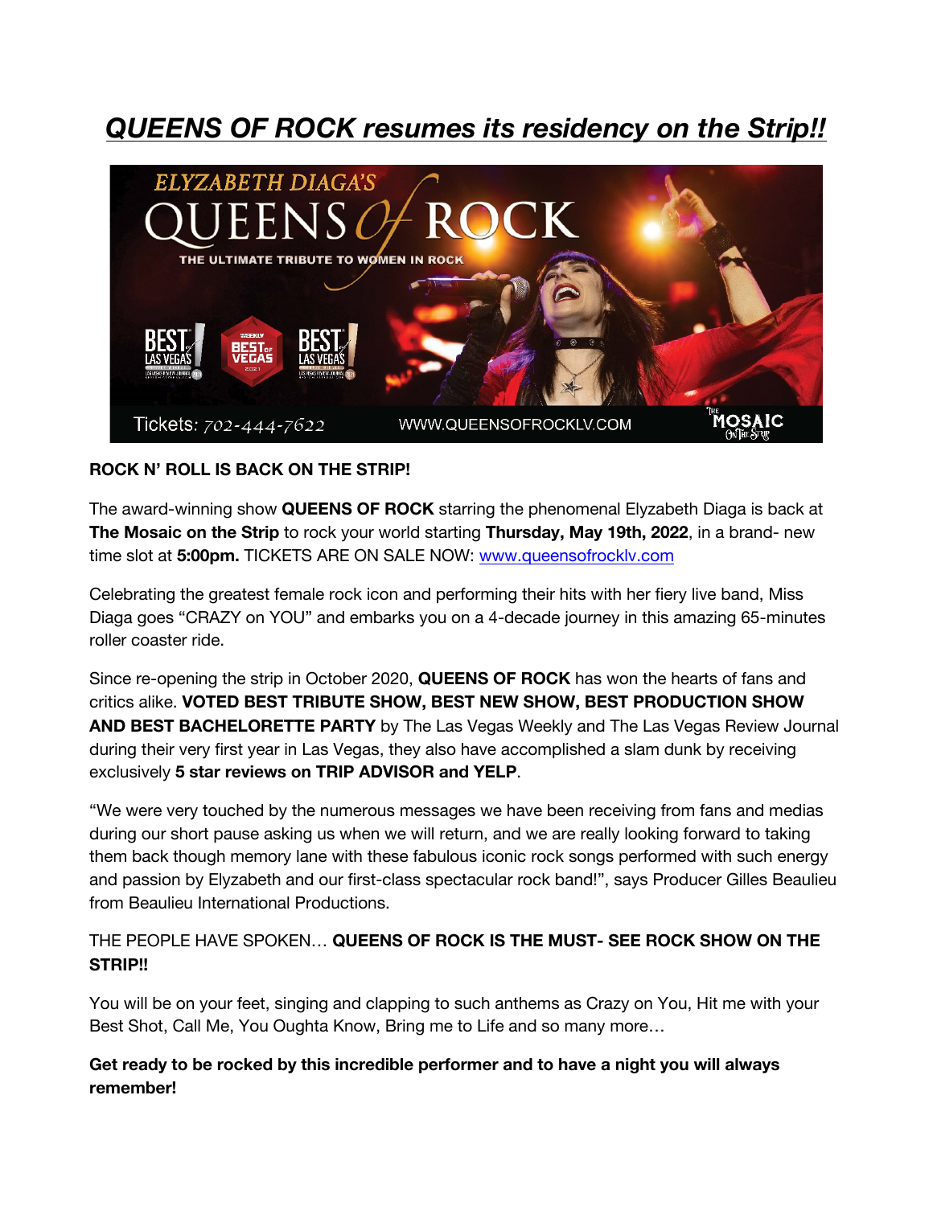# *QUEENS OF ROCK resumes its residency on the Strip!!*

**ROCK N' ROLL IS BACK ON THE STRIP!**

The award-winning show **QUEENS OF ROCK** starring the phenomenal Elyzabeth Diaga is back at **The Mosaic on the Strip** to rock your world starting **Thursday, May 19th, 2022**, in a brand- new time slot at **5:00pm.** TICKETS ARE ON SALE NOW: [www.queensofrocklv.com](http://www.queensofrocklv.com)

Celebrating the greatest female rock icon and performing their hits with her fiery live band, Miss Diaga goes "CRAZY on YOU" and embarks you on a 4-decade journey in this amazing 65-minutes roller coaster ride.

Since re-opening the strip in October 2020, **QUEENS OF ROCK** has won the hearts of fans and critics alike. **VOTED BEST TRIBUTE SHOW, BEST NEW SHOW, BEST PRODUCTION SHOW AND BEST BACHELORETTE PARTY** by The Las Vegas Weekly and The Las Vegas Review Journal during their very first year in Las Vegas, they also have accomplished a slam dunk by receiving exclusively **5 star reviews on TRIP ADVISOR and YELP**.

"We were very touched by the numerous messages we have been receiving from fans and medias during our short pause asking us when we will return, and we are really looking forward to taking them back though memory lane with these fabulous iconic rock songs performed with such energy and passion by Elyzabeth and our first-class spectacular rock band!", says Producer Gilles Beaulieu from Beaulieu International Productions.

THE PEOPLE HAVE SPOKEN… **QUEENS OF ROCK IS THE MUST- SEE ROCK SHOW ON THE STRIP!!**

You will be on your feet, singing and clapping to such anthems as Crazy on You, Hit me with your Best Shot, Call Me, You Oughta Know, Bring me to Life and so many more…

**Get ready to be rocked by this incredible performer and to have a night you will always remember!**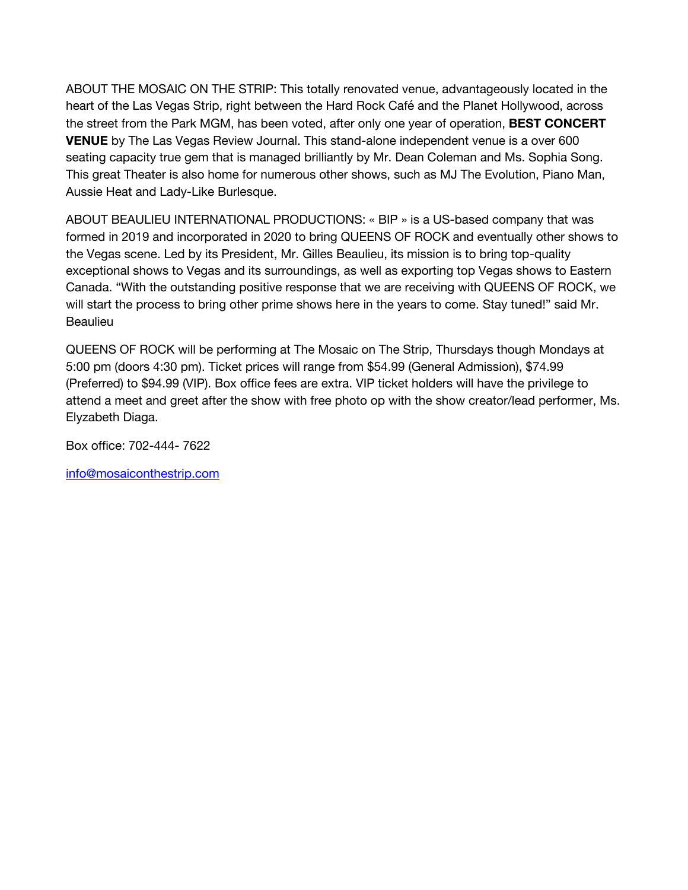ABOUT THE MOSAIC ON THE STRIP: This totally renovated venue, advantageously located in the heart of the Las Vegas Strip, right between the Hard Rock Café and the Planet Hollywood, across the street from the Park MGM, has been voted, after only one year of operation, **BEST CONCERT VENUE** by The Las Vegas Review Journal. This stand-alone independent venue is a over 600 seating capacity true gem that is managed brilliantly by Mr. Dean Coleman and Ms. Sophia Song. This great Theater is also home for numerous other shows, such as MJ The Evolution, Piano Man, Aussie Heat and Lady-Like Burlesque.

ABOUT BEAULIEU INTERNATIONAL PRODUCTIONS: « BIP » is a US-based company that was formed in 2019 and incorporated in 2020 to bring QUEENS OF ROCK and eventually other shows to the Vegas scene. Led by its President, Mr. Gilles Beaulieu, its mission is to bring top-quality exceptional shows to Vegas and its surroundings, as well as exporting top Vegas shows to Eastern Canada. "With the outstanding positive response that we are receiving with QUEENS OF ROCK, we will start the process to bring other prime shows here in the years to come. Stay tuned!" said Mr. Beaulieu

QUEENS OF ROCK will be performing at The Mosaic on The Strip, Thursdays though Mondays at 5:00 pm (doors 4:30 pm). Ticket prices will range from $54.99 (General Admission), $74.99 (Preferred) to $94.99 (VIP). Box office fees are extra. VIP ticket holders will have the privilege to attend a meet and greet after the show with free photo op with the show creator/lead performer, Ms. Elyzabeth Diaga.

Box office: 702-444- 7622

info@mosaiconthestrip.com